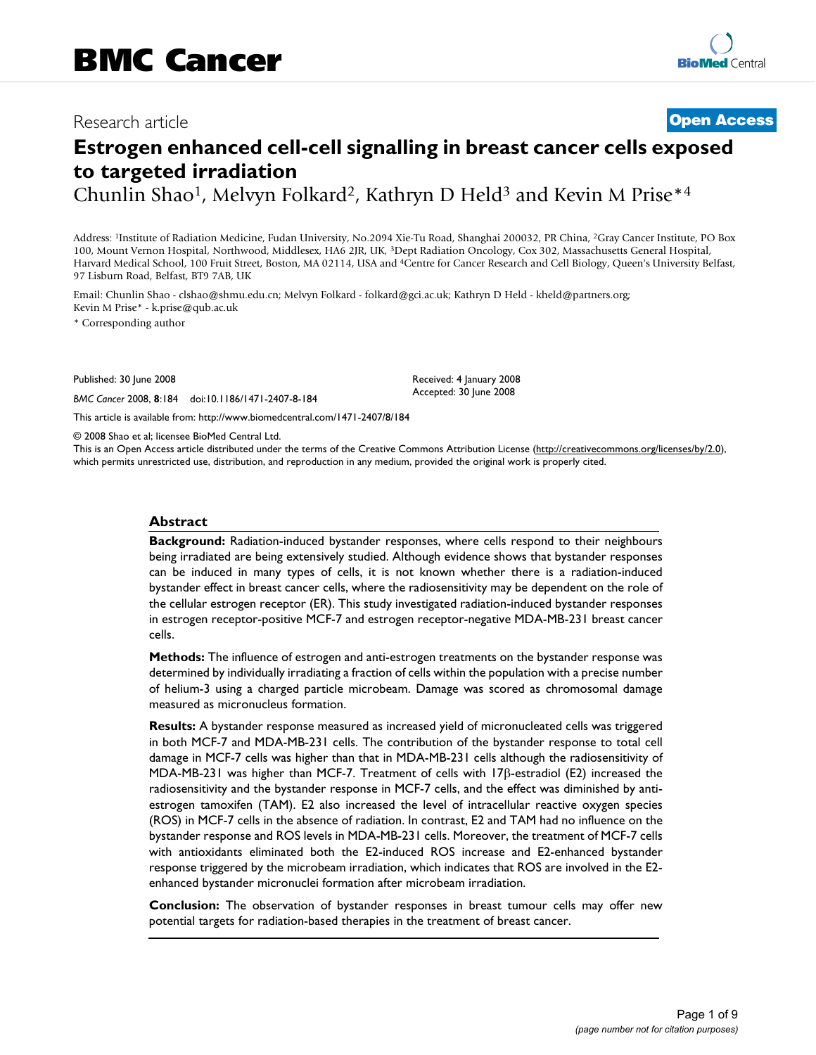Research article

**Open Access**

# Estrogen enhanced cell-cell signalling in breast cancer cells exposed to targeted irradiation

Chunlin Shao[1], Melvyn Folkard[2], Kathryn D Held[3] and Kevin M Prise*[4]

Address: [1]Institute of Radiation Medicine, Fudan University, No.2094 Xie-Tu Road, Shanghai 200032, PR China, [2]Gray Cancer Institute, PO Box 100, Mount Vernon Hospital, Northwood, Middlesex, HA6 2JR, UK, [3]Dept Radiation Oncology, Cox 302, Massachusetts General Hospital, Harvard Medical School, 100 Fruit Street, Boston, MA 02114, USA and [4]Centre for Cancer Research and Cell Biology, Queen's University Belfast, 97 Lisburn Road, Belfast, BT9 7AB, UK

Email: Chunlin Shao - clshao@shmu.edu.cn; Melvyn Folkard - folkard@gci.ac.uk; Kathryn D Held - kheld@partners.org; Kevin M Prise* - k.prise@qub.ac.uk

\* Corresponding author

Published: 30 June 2008

*BMC Cancer* 2008, **8**:184 doi:10.1186/1471-2407-8-184

Received: 4 January 2008
Accepted: 30 June 2008

This article is available from: http://www.biomedcentral.com/1471-2407/8/184

© 2008 Shao et al; licensee BioMed Central Ltd.

This is an Open Access article distributed under the terms of the Creative Commons Attribution License (http://creativecommons.org/licenses/by/2.0), which permits unrestricted use, distribution, and reproduction in any medium, provided the original work is properly cited.

## Abstract

**Background:** Radiation-induced bystander responses, where cells respond to their neighbours being irradiated are being extensively studied. Although evidence shows that bystander responses can be induced in many types of cells, it is not known whether there is a radiation-induced bystander effect in breast cancer cells, where the radiosensitivity may be dependent on the role of the cellular estrogen receptor (ER). This study investigated radiation-induced bystander responses in estrogen receptor-positive MCF-7 and estrogen receptor-negative MDA-MB-231 breast cancer cells.

**Methods:** The influence of estrogen and anti-estrogen treatments on the bystander response was determined by individually irradiating a fraction of cells within the population with a precise number of helium-3 using a charged particle microbeam. Damage was scored as chromosomal damage measured as micronucleus formation.

**Results:** A bystander response measured as increased yield of micronucleated cells was triggered in both MCF-7 and MDA-MB-231 cells. The contribution of the bystander response to total cell damage in MCF-7 cells was higher than that in MDA-MB-231 cells although the radiosensitivity of MDA-MB-231 was higher than MCF-7. Treatment of cells with 17β-estradiol (E2) increased the radiosensitivity and the bystander response in MCF-7 cells, and the effect was diminished by anti-estrogen tamoxifen (TAM). E2 also increased the level of intracellular reactive oxygen species (ROS) in MCF-7 cells in the absence of radiation. In contrast, E2 and TAM had no influence on the bystander response and ROS levels in MDA-MB-231 cells. Moreover, the treatment of MCF-7 cells with antioxidants eliminated both the E2-induced ROS increase and E2-enhanced bystander response triggered by the microbeam irradiation, which indicates that ROS are involved in the E2-enhanced bystander micronuclei formation after microbeam irradiation.

**Conclusion:** The observation of bystander responses in breast tumour cells may offer new potential targets for radiation-based therapies in the treatment of breast cancer.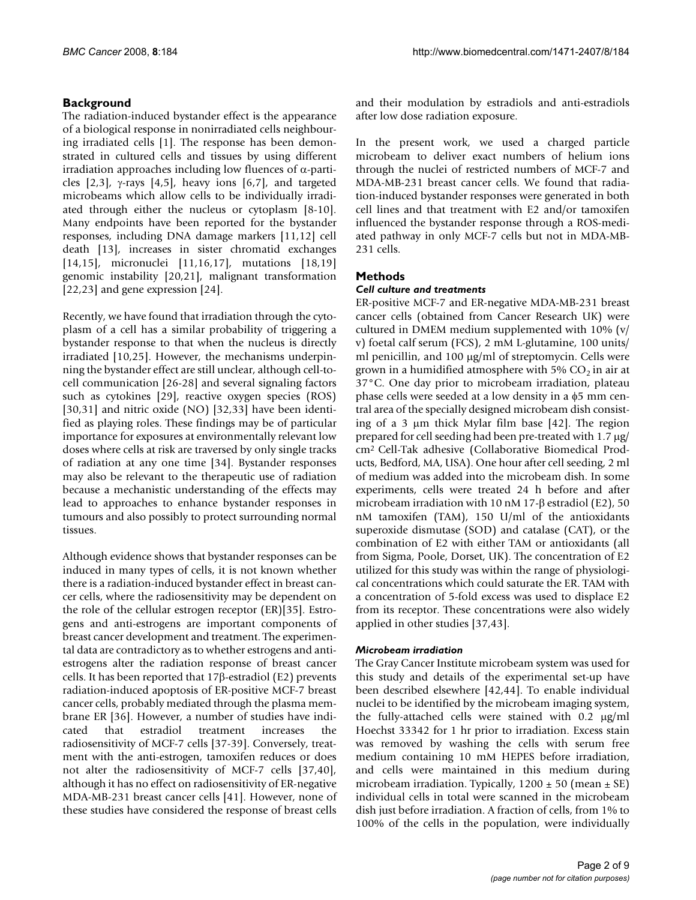## Background

The radiation-induced bystander effect is the appearance of a biological response in nonirradiated cells neighbouring irradiated cells [1]. The response has been demonstrated in cultured cells and tissues by using different irradiation approaches including low fluences of α-particles [2,3], γ-rays [4,5], heavy ions [6,7], and targeted microbeams which allow cells to be individually irradiated through either the nucleus or cytoplasm [8-10]. Many endpoints have been reported for the bystander responses, including DNA damage markers [11,12] cell death [13], increases in sister chromatid exchanges [14,15], micronuclei [11,16,17], mutations [18,19] genomic instability [20,21], malignant transformation [22,23] and gene expression [24].

Recently, we have found that irradiation through the cytoplasm of a cell has a similar probability of triggering a bystander response to that when the nucleus is directly irradiated [10,25]. However, the mechanisms underpinning the bystander effect are still unclear, although cell-to-cell communication [26-28] and several signaling factors such as cytokines [29], reactive oxygen species (ROS) [30,31] and nitric oxide (NO) [32,33] have been identified as playing roles. These findings may be of particular importance for exposures at environmentally relevant low doses where cells at risk are traversed by only single tracks of radiation at any one time [34]. Bystander responses may also be relevant to the therapeutic use of radiation because a mechanistic understanding of the effects may lead to approaches to enhance bystander responses in tumours and also possibly to protect surrounding normal tissues.

Although evidence shows that bystander responses can be induced in many types of cells, it is not known whether there is a radiation-induced bystander effect in breast cancer cells, where the radiosensitivity may be dependent on the role of the cellular estrogen receptor (ER)[35]. Estrogens and anti-estrogens are important components of breast cancer development and treatment. The experimental data are contradictory as to whether estrogens and anti-estrogens alter the radiation response of breast cancer cells. It has been reported that 17β-estradiol (E2) prevents radiation-induced apoptosis of ER-positive MCF-7 breast cancer cells, probably mediated through the plasma membrane ER [36]. However, a number of studies have indicated that estradiol treatment increases the radiosensitivity of MCF-7 cells [37-39]. Conversely, treatment with the anti-estrogen, tamoxifen reduces or does not alter the radiosensitivity of MCF-7 cells [37,40], although it has no effect on radiosensitivity of ER-negative MDA-MB-231 breast cancer cells [41]. However, none of these studies have considered the response of breast cells and their modulation by estradiols and anti-estradiols after low dose radiation exposure.

In the present work, we used a charged particle microbeam to deliver exact numbers of helium ions through the nuclei of restricted numbers of MCF-7 and MDA-MB-231 breast cancer cells. We found that radiation-induced bystander responses were generated in both cell lines and that treatment with E2 and/or tamoxifen influenced the bystander response through a ROS-mediated pathway in only MCF-7 cells but not in MDA-MB-231 cells.

## Methods

### *Cell culture and treatments*

ER-positive MCF-7 and ER-negative MDA-MB-231 breast cancer cells (obtained from Cancer Research UK) were cultured in DMEM medium supplemented with 10% (v/v) foetal calf serum (FCS), 2 mM L-glutamine, 100 units/ml penicillin, and 100 μg/ml of streptomycin. Cells were grown in a humidified atmosphere with 5% $CO_2$ in air at 37°C. One day prior to microbeam irradiation, plateau phase cells were seeded at a low density in a ϕ5 mm central area of the specially designed microbeam dish consisting of a 3 μm thick Mylar film base [42]. The region prepared for cell seeding had been pre-treated with 1.7 μg/cm² Cell-Tak adhesive (Collaborative Biomedical Products, Bedford, MA, USA). One hour after cell seeding, 2 ml of medium was added into the microbeam dish. In some experiments, cells were treated 24 h before and after microbeam irradiation with 10 nM 17-β estradiol (E2), 50 nM tamoxifen (TAM), 150 U/ml of the antioxidants superoxide dismutase (SOD) and catalase (CAT), or the combination of E2 with either TAM or antioxidants (all from Sigma, Poole, Dorset, UK). The concentration of E2 utilized for this study was within the range of physiological concentrations which could saturate the ER. TAM with a concentration of 5-fold excess was used to displace E2 from its receptor. These concentrations were also widely applied in other studies [37,43].

### *Microbeam irradiation*

The Gray Cancer Institute microbeam system was used for this study and details of the experimental set-up have been described elsewhere [42,44]. To enable individual nuclei to be identified by the microbeam imaging system, the fully-attached cells were stained with 0.2 μg/ml Hoechst 33342 for 1 hr prior to irradiation. Excess stain was removed by washing the cells with serum free medium containing 10 mM HEPES before irradiation, and cells were maintained in this medium during microbeam irradiation. Typically, 1200 ± 50 (mean ± SE) individual cells in total were scanned in the microbeam dish just before irradiation. A fraction of cells, from 1% to 100% of the cells in the population, were individually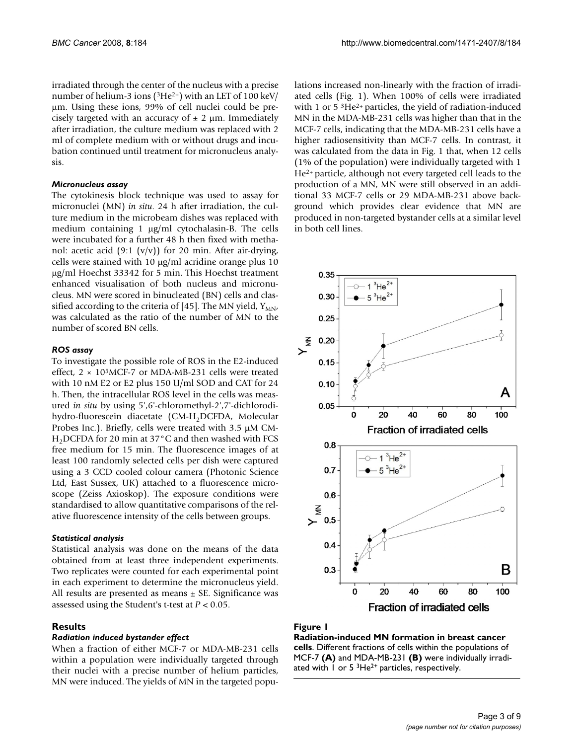irradiated through the center of the nucleus with a precise number of helium-3 ions ($^3He^{2+}$) with an LET of 100 keV/μm. Using these ions, 99% of cell nuclei could be precisely targeted with an accuracy of ± 2 μm. Immediately after irradiation, the culture medium was replaced with 2 ml of complete medium with or without drugs and incubation continued until treatment for micronucleus analysis.

#### *Micronucleus assay*

The cytokinesis block technique was used to assay for micronuclei (MN) *in situ*. 24 h after irradiation, the culture medium in the microbeam dishes was replaced with medium containing 1 μg/ml cytochalasin-B. The cells were incubated for a further 48 h then fixed with methanol: acetic acid (9:1 (v/v)) for 20 min. After air-drying, cells were stained with 10 μg/ml acridine orange plus 10 μg/ml Hoechst 33342 for 5 min. This Hoechst treatment enhanced visualisation of both nucleus and micronucleus. MN were scored in binucleated (BN) cells and classified according to the criteria of [45]. The MN yield, $Y_{MN}$, was calculated as the ratio of the number of MN to the number of scored BN cells.

#### *ROS assay*

To investigate the possible role of ROS in the E2-induced effect, $2 \times 10^5$ MCF-7 or MDA-MB-231 cells were treated with 10 nM E2 or E2 plus 150 U/ml SOD and CAT for 24 h. Then, the intracellular ROS level in the cells was measured *in situ* by using 5',6'-chloromethyl-2',7'-dichlorodihydro-fluorescein diacetate (CM-$H_2$DCFDA, Molecular Probes Inc.). Briefly, cells were treated with 3.5 μM CM-$H_2$DCFDA for 20 min at 37°C and then washed with FCS free medium for 15 min. The fluorescence images of at least 100 randomly selected cells per dish were captured using a 3 CCD cooled colour camera (Photonic Science Ltd, East Sussex, UK) attached to a fluorescence microscope (Zeiss Axioskop). The exposure conditions were standardised to allow quantitative comparisons of the relative fluorescence intensity of the cells between groups.

#### *Statistical analysis*

Statistical analysis was done on the means of the data obtained from at least three independent experiments. Two replicates were counted for each experimental point in each experiment to determine the micronucleus yield. All results are presented as means ± SE. Significance was assessed using the Student's t-test at $P < 0.05$.

## Results

#### *Radiation induced bystander effect*

When a fraction of either MCF-7 or MDA-MB-231 cells within a population were individually targeted through their nuclei with a precise number of helium particles, MN were induced. The yields of MN in the targeted populations increased non-linearly with the fraction of irradiated cells (Fig. 1). When 100% of cells were irradiated with 1 or 5 $^3He^{2+}$ particles, the yield of radiation-induced MN in the MDA-MB-231 cells was higher than that in the MCF-7 cells, indicating that the MDA-MB-231 cells have a higher radiosensitivity than MCF-7 cells. In contrast, it was calculated from the data in Fig. 1 that, when 12 cells (1% of the population) were individually targeted with 1 $He^{2+}$ particle, although not every targeted cell leads to the production of a MN, MN were still observed in an additional 33 MCF-7 cells or 29 MDA-MB-231 above background which provides clear evidence that MN are produced in non-targeted bystander cells at a similar level in both cell lines.

**Figure 1**

**Radiation-induced MN formation in breast cancer cells**. Different fractions of cells within the populations of MCF-7 **(A)** and MDA-MB-231 **(B)** were individually irradiated with 1 or 5 $^3He^{2+}$ particles, respectively.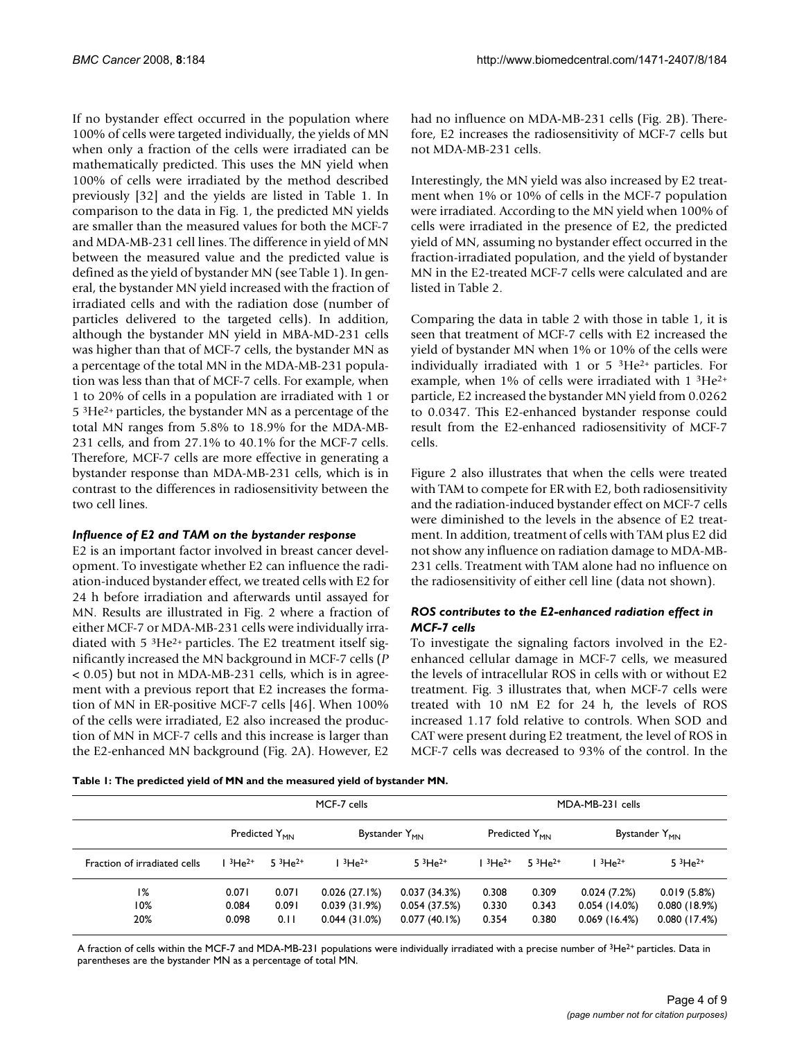If no bystander effect occurred in the population where 100% of cells were targeted individually, the yields of MN when only a fraction of the cells were irradiated can be mathematically predicted. This uses the MN yield when 100% of cells were irradiated by the method described previously [32] and the yields are listed in Table 1. In comparison to the data in Fig. 1, the predicted MN yields are smaller than the measured values for both the MCF-7 and MDA-MB-231 cell lines. The difference in yield of MN between the measured value and the predicted value is defined as the yield of bystander MN (see Table 1). In general, the bystander MN yield increased with the fraction of irradiated cells and with the radiation dose (number of particles delivered to the targeted cells). In addition, although the bystander MN yield in MBA-MD-231 cells was higher than that of MCF-7 cells, the bystander MN as a percentage of the total MN in the MDA-MB-231 population was less than that of MCF-7 cells. For example, when 1 to 20% of cells in a population are irradiated with 1 or 5 $^3He^{2+}$ particles, the bystander MN as a percentage of the total MN ranges from 5.8% to 18.9% for the MDA-MB-231 cells, and from 27.1% to 40.1% for the MCF-7 cells. Therefore, MCF-7 cells are more effective in generating a bystander response than MDA-MB-231 cells, which is in contrast to the differences in radiosensitivity between the two cell lines.

### *Influence of E2 and TAM on the bystander response*

E2 is an important factor involved in breast cancer development. To investigate whether E2 can influence the radiation-induced bystander effect, we treated cells with E2 for 24 h before irradiation and afterwards until assayed for MN. Results are illustrated in Fig. 2 where a fraction of either MCF-7 or MDA-MB-231 cells were individually irradiated with 5 $^3He^{2+}$ particles. The E2 treatment itself significantly increased the MN background in MCF-7 cells ($P < 0.05$) but not in MDA-MB-231 cells, which is in agreement with a previous report that E2 increases the formation of MN in ER-positive MCF-7 cells [46]. When 100% of the cells were irradiated, E2 also increased the production of MN in MCF-7 cells and this increase is larger than the E2-enhanced MN background (Fig. 2A). However, E2 had no influence on MDA-MB-231 cells (Fig. 2B). Therefore, E2 increases the radiosensitivity of MCF-7 cells but not MDA-MB-231 cells.

Interestingly, the MN yield was also increased by E2 treatment when 1% or 10% of cells in the MCF-7 population were irradiated. According to the MN yield when 100% of cells were irradiated in the presence of E2, the predicted yield of MN, assuming no bystander effect occurred in the fraction-irradiated population, and the yield of bystander MN in the E2-treated MCF-7 cells were calculated and are listed in Table 2.

Comparing the data in table 2 with those in table 1, it is seen that treatment of MCF-7 cells with E2 increased the yield of bystander MN when 1% or 10% of the cells were individually irradiated with 1 or 5 $^3He^{2+}$ particles. For example, when 1% of cells were irradiated with 1 $^3He^{2+}$ particle, E2 increased the bystander MN yield from 0.0262 to 0.0347. This E2-enhanced bystander response could result from the E2-enhanced radiosensitivity of MCF-7 cells.

Figure 2 also illustrates that when the cells were treated with TAM to compete for ER with E2, both radiosensitivity and the radiation-induced bystander effect on MCF-7 cells were diminished to the levels in the absence of E2 treatment. In addition, treatment of cells with TAM plus E2 did not show any influence on radiation damage to MDA-MB-231 cells. Treatment with TAM alone had no influence on the radiosensitivity of either cell line (data not shown).

### *ROS contributes to the E2-enhanced radiation effect in MCF-7 cells*

To investigate the signaling factors involved in the E2-enhanced cellular damage in MCF-7 cells, we measured the levels of intracellular ROS in cells with or without E2 treatment. Fig. 3 illustrates that, when MCF-7 cells were treated with 10 nM E2 for 24 h, the levels of ROS increased 1.17 fold relative to controls. When SOD and CAT were present during E2 treatment, the level of ROS in MCF-7 cells was decreased to 93% of the control. In the

**Table 1: The predicted yield of MN and the measured yield of bystander MN.**

| | MCF-7 cells | | | | MDA-MB-231 cells | | | |
|---|---|---|---|---|---|---|---|---|
| | Predicted $Y_{MN}$ | | Bystander $Y_{MN}$ | | Predicted $Y_{MN}$ | | Bystander $Y_{MN}$ | |
| Fraction of irradiated cells | 1 $^3He^{2+}$ | 5 $^3He^{2+}$ | 1 $^3He^{2+}$ | 5 $^3He^{2+}$ | 1 $^3He^{2+}$ | 5 $^3He^{2+}$ | 1 $^3He^{2+}$ | 5 $^3He^{2+}$ |
| 1% | 0.071 | 0.071 | 0.026 (27.1%) | 0.037 (34.3%) | 0.308 | 0.309 | 0.024 (7.2%) | 0.019 (5.8%) |
| 10% | 0.084 | 0.091 | 0.039 (31.9%) | 0.054 (37.5%) | 0.330 | 0.343 | 0.054 (14.0%) | 0.080 (18.9%) |
| 20% | 0.098 | 0.11 | 0.044 (31.0%) | 0.077 (40.1%) | 0.354 | 0.380 | 0.069 (16.4%) | 0.080 (17.4%) |

A fraction of cells within the MCF-7 and MDA-MB-231 populations were individually irradiated with a precise number of $^3He^{2+}$ particles. Data in parentheses are the bystander MN as a percentage of total MN.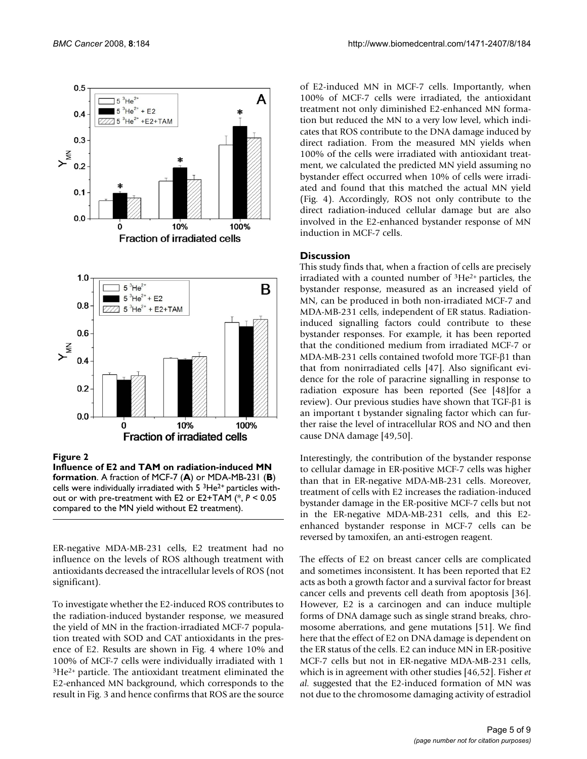**Figure 2**

**Influence of E2 and TAM on radiation-induced MN formation**. A fraction of MCF-7 (**A**) or MDA-MB-231 (**B**) cells were individually irradiated with 5 $^3He^{2+}$ particles without or with pre-treatment with E2 or E2+TAM (*, $P < 0.05$ compared to the MN yield without E2 treatment).

ER-negative MDA-MB-231 cells, E2 treatment had no influence on the levels of ROS although treatment with antioxidants decreased the intracellular levels of ROS (not significant).

To investigate whether the E2-induced ROS contributes to the radiation-induced bystander response, we measured the yield of MN in the fraction-irradiated MCF-7 population treated with SOD and CAT antioxidants in the presence of E2. Results are shown in Fig. 4 where 10% and 100% of MCF-7 cells were individually irradiated with 1 $^3He^{2+}$ particle. The antioxidant treatment eliminated the E2-enhanced MN background, which corresponds to the result in Fig. 3 and hence confirms that ROS are the source of E2-induced MN in MCF-7 cells. Importantly, when 100% of MCF-7 cells were irradiated, the antioxidant treatment not only diminished E2-enhanced MN formation but reduced the MN to a very low level, which indicates that ROS contribute to the DNA damage induced by direct radiation. From the measured MN yields when 100% of the cells were irradiated with antioxidant treatment, we calculated the predicted MN yield assuming no bystander effect occurred when 10% of cells were irradiated and found that this matched the actual MN yield (Fig. 4). Accordingly, ROS not only contribute to the direct radiation-induced cellular damage but are also involved in the E2-enhanced bystander response of MN induction in MCF-7 cells.

## Discussion

This study finds that, when a fraction of cells are precisely irradiated with a counted number of $^3He^{2+}$ particles, the bystander response, measured as an increased yield of MN, can be produced in both non-irradiated MCF-7 and MDA-MB-231 cells, independent of ER status. Radiation-induced signalling factors could contribute to these bystander responses. For example, it has been reported that the conditioned medium from irradiated MCF-7 or MDA-MB-231 cells contained twofold more TGF-β1 than that from nonirradiated cells [47]. Also significant evidence for the role of paracrine signalling in response to radiation exposure has been reported (See [48]for a review). Our previous studies have shown that TGF-β1 is an important t bystander signaling factor which can further raise the level of intracellular ROS and NO and then cause DNA damage [49,50].

Interestingly, the contribution of the bystander response to cellular damage in ER-positive MCF-7 cells was higher than that in ER-negative MDA-MB-231 cells. Moreover, treatment of cells with E2 increases the radiation-induced bystander damage in the ER-positive MCF-7 cells but not in the ER-negative MDA-MB-231 cells, and this E2-enhanced bystander response in MCF-7 cells can be reversed by tamoxifen, an anti-estrogen reagent.

The effects of E2 on breast cancer cells are complicated and sometimes inconsistent. It has been reported that E2 acts as both a growth factor and a survival factor for breast cancer cells and prevents cell death from apoptosis [36]. However, E2 is a carcinogen and can induce multiple forms of DNA damage such as single strand breaks, chromosome aberrations, and gene mutations [51]. We find here that the effect of E2 on DNA damage is dependent on the ER status of the cells. E2 can induce MN in ER-positive MCF-7 cells but not in ER-negative MDA-MB-231 cells, which is in agreement with other studies [46,52]. Fisher *et al.* suggested that the E2-induced formation of MN was not due to the chromosome damaging activity of estradiol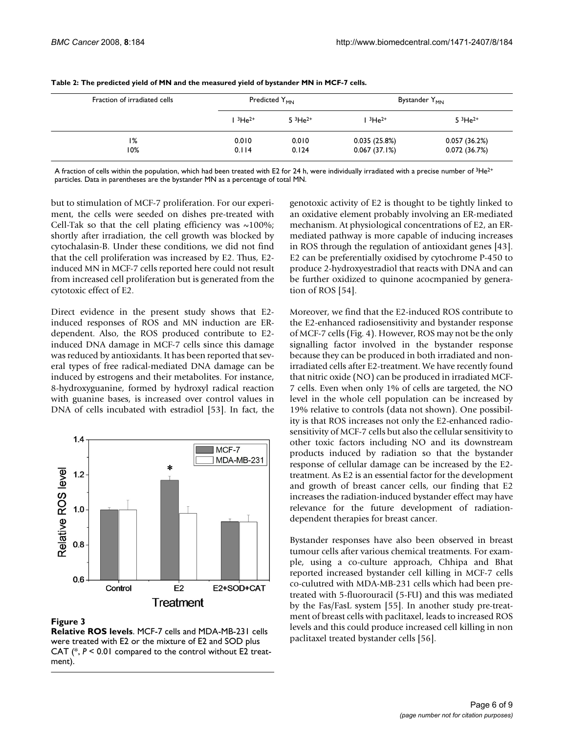**Table 2: The predicted yield of MN and the measured yield of bystander MN in MCF-7 cells.**

| Fraction of irradiated cells | Predicted $Y_{MN}$ | | Bystander $Y_{MN}$ | |
|---|---|---|---|---|
| | 1 $^3He^{2+}$ | 5 $^3He^{2+}$ | 1 $^3He^{2+}$ | 5 $^3He^{2+}$ |
| 1% | 0.010 | 0.010 | 0.035 (25.8%) | 0.057 (36.2%) |
| 10% | 0.114 | 0.124 | 0.067 (37.1%) | 0.072 (36.7%) |

A fraction of cells within the population, which had been treated with E2 for 24 h, were individually irradiated with a precise number of $^3He^{2+}$ particles. Data in parentheses are the bystander MN as a percentage of total MN.

but to stimulation of MCF-7 proliferation. For our experiment, the cells were seeded on dishes pre-treated with Cell-Tak so that the cell plating efficiency was ~100%; shortly after irradiation, the cell growth was blocked by cytochalasin-B. Under these conditions, we did not find that the cell proliferation was increased by E2. Thus, E2-induced MN in MCF-7 cells reported here could not result from increased cell proliferation but is generated from the cytotoxic effect of E2.

Direct evidence in the present study shows that E2-induced responses of ROS and MN induction are ER-dependent. Also, the ROS produced contribute to E2-induced DNA damage in MCF-7 cells since this damage was reduced by antioxidants. It has been reported that several types of free radical-mediated DNA damage can be induced by estrogens and their metabolites. For instance, 8-hydroxyguanine, formed by hydroxyl radical reaction with guanine bases, is increased over control values in DNA of cells incubated with estradiol [53]. In fact, the genotoxic activity of E2 is thought to be tightly linked to an oxidative element probably involving an ER-mediated mechanism. At physiological concentrations of E2, an ER-mediated pathway is more capable of inducing increases in ROS through the regulation of antioxidant genes [43]. E2 can be preferentially oxidised by cytochrome P-450 to produce 2-hydroxyestradiol that reacts with DNA and can be further oxidized to quinone acocmpanied by generation of ROS [54].

**Figure 3**
**Relative ROS levels**. MCF-7 cells and MDA-MB-231 cells were treated with E2 or the mixture of E2 and SOD plus CAT (*, $P < 0.01$ compared to the control without E2 treatment).

Moreover, we find that the E2-induced ROS contribute to the E2-enhanced radiosensitivity and bystander response of MCF-7 cells (Fig. 4). However, ROS may not be the only signalling factor involved in the bystander response because they can be produced in both irradiated and non-irradiated cells after E2-treatment. We have recently found that nitric oxide (NO) can be produced in irradiated MCF-7 cells. Even when only 1% of cells are targeted, the NO level in the whole cell population can be increased by 19% relative to controls (data not shown). One possibility is that ROS increases not only the E2-enhanced radiosensitivity of MCF-7 cells but also the cellular sensitivity to other toxic factors including NO and its downstream products induced by radiation so that the bystander response of cellular damage can be increased by the E2-treatment. As E2 is an essential factor for the development and growth of breast cancer cells, our finding that E2 increases the radiation-induced bystander effect may have relevance for the future development of radiation-dependent therapies for breast cancer.

Bystander responses have also been observed in breast tumour cells after various chemical treatments. For example, using a co-culture approach, Chhipa and Bhat reported increased bystander cell killing in MCF-7 cells co-cultured with MDA-MB-231 cells which had been pre-treated with 5-fluorouracil (5-FU) and this was mediated by the Fas/FasL system [55]. In another study pre-treatment of breast cells with paclitaxel, leads to increased ROS levels and this could produce increased cell killing in non paclitaxel treated bystander cells [56].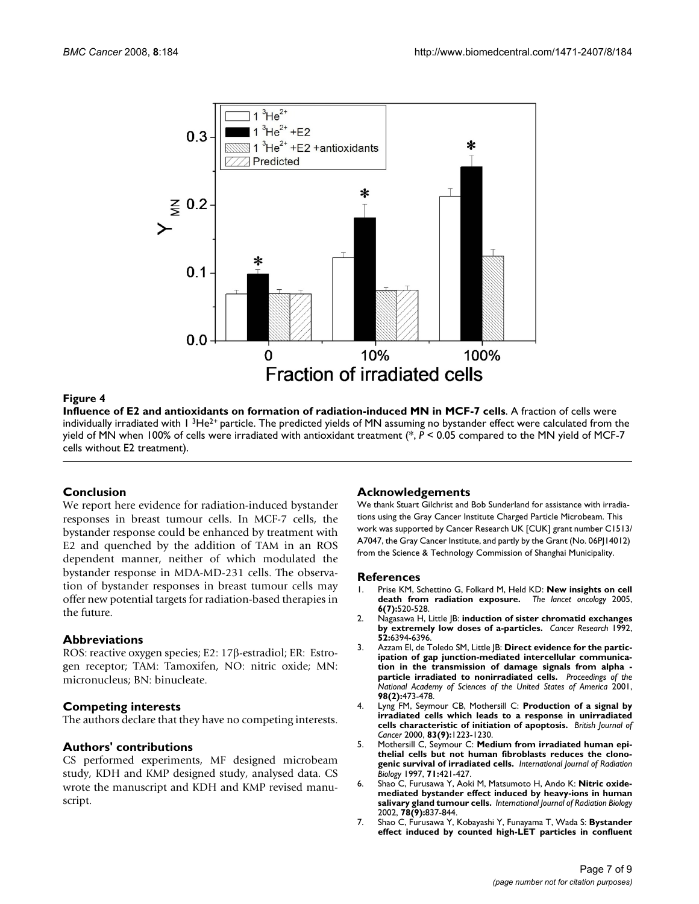**Figure 4**

**Influence of E2 and antioxidants on formation of radiation-induced MN in MCF-7 cells**. A fraction of cells were individually irradiated with 1 $^3He^{2+}$ particle. The predicted yields of MN assuming no bystander effect were calculated from the yield of MN when 100% of cells were irradiated with antioxidant treatment (*, $P < 0.05$ compared to the MN yield of MCF-7 cells without E2 treatment).

## Conclusion

We report here evidence for radiation-induced bystander responses in breast tumour cells. In MCF-7 cells, the bystander response could be enhanced by treatment with E2 and quenched by the addition of TAM in an ROS dependent manner, neither of which modulated the bystander response in MDA-MD-231 cells. The observation of bystander responses in breast tumour cells may offer new potential targets for radiation-based therapies in the future.

## Abbreviations

ROS: reactive oxygen species; E2: 17β-estradiol; ER: Estrogen receptor; TAM: Tamoxifen, NO: nitric oxide; MN: micronucleus; BN: binucleate.

## Competing interests

The authors declare that they have no competing interests.

## Authors' contributions

CS performed experiments, MF designed microbeam study, KDH and KMP designed study, analysed data. CS wrote the manuscript and KDH and KMP revised manuscript.

## Acknowledgements

We thank Stuart Gilchrist and Bob Sunderland for assistance with irradiations using the Gray Cancer Institute Charged Particle Microbeam. This work was supported by Cancer Research UK [CUK] grant number C1513/A7047, the Gray Cancer Institute, and partly by the Grant (No. 06PJ14012) from the Science & Technology Commission of Shanghai Municipality.

## References

1. Prise KM, Schettino G, Folkard M, Held KD: **New insights on cell death from radiation exposure.** *The lancet oncology* 2005, **6(7):**520-528.
2. Nagasawa H, Little JB: **induction of sister chromatid exchanges by extremely low doses of a-particles.** *Cancer Research* 1992, **52:**6394-6396.
3. Azzam EI, de Toledo SM, Little JB: **Direct evidence for the participation of gap junction-mediated intercellular communication in the transmission of damage signals from alpha - particle irradiated to nonirradiated cells.** *Proceedings of the National Academy of Sciences of the United States of America* 2001, **98(2):**473-478.
4. Lyng FM, Seymour CB, Mothersill C: **Production of a signal by irradiated cells which leads to a response in unirradiated cells characteristic of initiation of apoptosis.** *British Journal of Cancer* 2000, **83(9):**1223-1230.
5. Mothersill C, Seymour C: **Medium from irradiated human epithelial cells but not human fibroblasts reduces the clonogenic survival of irradiated cells.** *International Journal of Radiation Biology* 1997, **71:**421-427.
6. Shao C, Furusawa Y, Aoki M, Matsumoto H, Ando K: **Nitric oxide-mediated bystander effect induced by heavy-ions in human salivary gland tumour cells.** *International Journal of Radiation Biology* 2002, **78(9):**837-844.
7. Shao C, Furusawa Y, Kobayashi Y, Funayama T, Wada S: **Bystander effect induced by counted high-LET particles in confluent**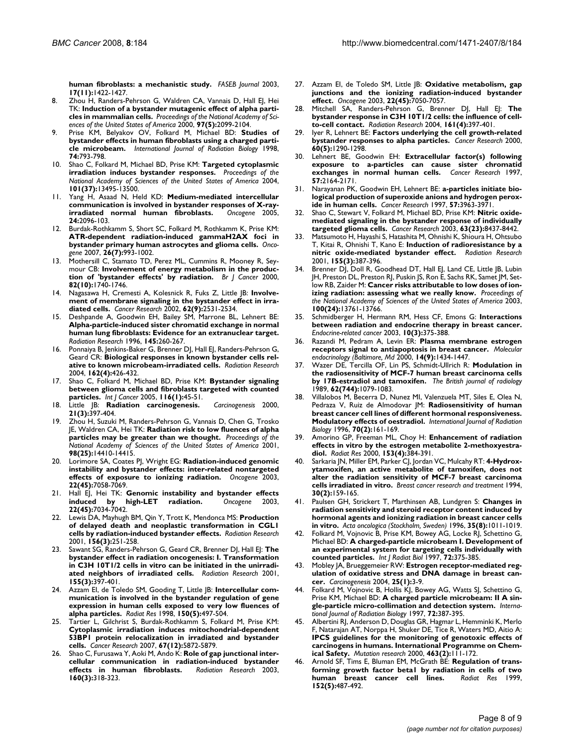**human fibroblasts: a mechanistic study.** *FASEB Journal* 2003, **17(11):**1422-1427.

8. Zhou H, Randers-Pehrson G, Waldren CA, Vannais D, Hall EJ, Hei TK: **Induction of a bystander mutagenic effect of alpha particles in mammalian cells.** *Proceedings of the National Academy of Sciences of the United States of America* 2000, **97(5):**2099-2104.
9. Prise KM, Belyakov OV, Folkard M, Michael BD: **Studies of bystander effects in human fibroblasts using a charged particle microbeam.** *International Journal of Radiation Biology* 1998, **74:**793-798.
10. Shao C, Folkard M, Michael BD, Prise KM: **Targeted cytoplasmic irradiation induces bystander responses.** *Proceedings of the National Academy of Sciences of the United States of America* 2004, **101(37):**13495-13500.
11. Yang H, Asaad N, Held KD: **Medium-mediated intercellular communication is involved in bystander responses of X-ray-irradiated normal human fibroblasts.** *Oncogene* 2005, **24:**2096-103.
12. Burdak-Rothkamm S, Short SC, Folkard M, Rothkamm K, Prise KM: **ATR-dependent radiation-induced gammaH2AX foci in bystander primary human astrocytes and glioma cells.** *Oncogene* 2007, **26(7):**993-1002.
13. Mothersill C, Stamato TD, Perez ML, Cummins R, Mooney R, Seymour CB: **Involvement of energy metabolism in the production of 'bystander effects' by radiation.** *Br J Cancer* 2000, **82(10):**1740-1746.
14. Nagasawa H, Cremesti A, Kolesnick R, Fuks Z, Little JB: **Involvement of membrane signaling in the bystander effect in irradiated cells.** *Cancer Research* 2002, **62(9):**2531-2534.
15. Deshpande A, Goodwin EH, Bailey SM, Marrone BL, Lehnert BE: **Alpha-particle-induced sister chromatid exchange in normal human lung fibroblasts: Evidence for an extranuclear target.** *Radiation Research* 1996, **145:**260-267.
16. Ponnaiya B, Jenkins-Baker G, Brenner DJ, Hall EJ, Randers-Pehrson G, Geard CR: **Biological responses in known bystander cells relative to known microbeam-irradiated cells.** *Radiation Research* 2004, **162(4):**426-432.
17. Shao C, Folkard M, Michael BD, Prise KM: **Bystander signaling between glioma cells and fibroblasts targeted with counted particles.** *Int J Cancer* 2005, **116(1):**45-51.
18. Little JB: **Radiation carcinogenesis.** *Carcinogenesis* 2000, **21(3):**397-404.
19. Zhou H, Suzuki M, Randers-Pehrson G, Vannais D, Chen G, Trosko JE, Waldren CA, Hei TK: **Radiation risk to low fluences of alpha particles may be greater than we thought.** *Proceedings of the National Academy of Sciences of the United States of America* 2001, **98(25):**14410-14415.
20. Lorimore SA, Coates PJ, Wright EG: **Radiation-induced genomic instability and bystander effects: inter-related nontargeted effects of exposure to ionizing radiation.** *Oncogene* 2003, **22(45):**7058-7069.
21. Hall EJ, Hei TK: **Genomic instability and bystander effects induced by high-LET radiation.** *Oncogene* 2003, **22(45):**7034-7042.
22. Lewis DA, Mayhugh BM, Qin Y, Trott K, Mendonca MS: **Production of delayed death and neoplastic transformation in CGL1 cells by radiation-induced bystander effects.** *Radiation Research* 2001, **156(3):**251-258.
23. Sawant SG, Randers-Pehrson G, Geard CR, Brenner DJ, Hall EJ: **The bystander effect in radiation oncogenesis: I. Transformation in C3H 10T1/2 cells in vitro can be initiated in the unirradiated neighbors of irradiated cells.** *Radiation Research* 2001, **155(3):**397-401.
24. Azzam EI, de Toledo SM, Gooding T, Little JB: **Intercellular communication is involved in the bystander regulation of gene expression in human cells exposed to very low fluences of alpha particles.** *Radiat Res* 1998, **150(5):**497-504.
25. Tartier L, Gilchrist S, Burdak-Rothkamm S, Folkard M, Prise KM: **Cytoplasmic irradiation induces mitochondrial-dependent 53BP1 protein relocalization in irradiated and bystander cells.** *Cancer Research* 2007, **67(12):**5872-5879.
26. Shao C, Furusawa Y, Aoki M, Ando K: **Role of gap junctional intercellular communication in radiation-induced bystander effects in human fibroblasts.** *Radiation Research* 2003, **160(3):**318-323.
27. Azzam EI, de Toledo SM, Little JB: **Oxidative metabolism, gap junctions and the ionizing radiation-induced bystander effect.** *Oncogene* 2003, **22(45):**7050-7057.
28. Mitchell SA, Randers-Pehrson G, Brenner DJ, Hall EJ: **The bystander response in C3H 10T1/2 cells: the influence of cell-to-cell contact.** *Radiation Research* 2004, **161(4):**397-401.
29. Iyer R, Lehnert BE: **Factors underlying the cell growth-related bystander responses to alpha particles.** *Cancer Research* 2000, **60(5):**1290-1298.
30. Lehnert BE, Goodwin EH: **Extracellular factor(s) following exposure to a-particles can cause sister chromatid exchanges in normal human cells.** *Cancer Research* 1997, **57:**2164-2171.
31. Narayanan PK, Goodwin EH, Lehnert BE: **a-particles initiate biological production of superoxide anions and hydrogen peroxide in human cells.** *Cancer Research* 1997, **57:**3963-3971.
32. Shao C, Stewart V, Folkard M, Michael BD, Prise KM: **Nitric oxide-mediated signaling in the bystander response of individually targeted glioma cells.** *Cancer Research* 2003, **63(23):**8437-8442.
33. Matsumoto H, Hayashi S, Hatashita M, Ohnishi K, Shioura H, Ohtsubo T, Kitai R, Ohnishi T, Kano E: **Induction of radioresistance by a nitric oxide-mediated bystander effect.** *Radiation Research* 2001, **155(3):**387-396.
34. Brenner DJ, Doll R, Goodhead DT, Hall EJ, Land CE, Little JB, Lubin JH, Preston DL, Preston RJ, Puskin JS, Ron E, Sachs RK, Samet JM, Setlow RB, Zaider M: **Cancer risks attributable to low doses of ionizing radiation: assessing what we really know.** *Proceedings of the National Academy of Sciences of the United States of America* 2003, **100(24):**13761-13766.
35. Schmidberger H, Hermann RM, Hess CF, Emons G: **Interactions between radiation and endocrine therapy in breast cancer.** *Endocrine-related cancer* 2003, **10(3):**375-388.
36. Razandi M, Pedram A, Levin ER: **Plasma membrane estrogen receptors signal to antiapoptosis in breast cancer.** *Molecular endocrinology (Baltimore, Md* 2000, **14(9):**1434-1447.
37. Wazer DE, Tercilla OF, Lin PS, Schmidt-Ullrich R: **Modulation in the radiosensitivity of MCF-7 human breast carcinoma cells by 17B-estradiol and tamoxifen.** *The British journal of radiology* 1989, **62(744):**1079-1083.
38. Villalobos M, Becerra D, Nunez MI, Valenzuela MT, Siles E, Olea N, Pedraza V, Ruiz de Almodovar JM: **Radiosensitivity of human breast cancer cell lines of different hormonal responsiveness. Modulatory effects of oestradiol.** *International Journal of Radiation Biology* 1996, **70(2):**161-169.
39. Amorino GP, Freeman ML, Choy H: **Enhancement of radiation effects in vitro by the estrogen metabolite 2-methoxyestradiol.** *Radiat Res* 2000, **153(4):**384-391.
40. Sarkaria JN, Miller EM, Parker CJ, Jordan VC, Mulcahy RT: **4-Hydroxytamoxifen, an active metabolite of tamoxifen, does not alter the radiation sensitivity of MCF-7 breast carcinoma cells irradiated in vitro.** *Breast cancer research and treatment* 1994, **30(2):**159-165.
41. Paulsen GH, Strickert T, Marthinsen AB, Lundgren S: **Changes in radiation sensitivity and steroid receptor content induced by hormonal agents and ionizing radiation in breast cancer cells in vitro.** *Acta oncologica (Stockholm, Sweden)* 1996, **35(8):**1011-1019.
42. Folkard M, Vojnovic B, Prise KM, Bowey AG, Locke RJ, Schettino G, Michael BD: **A charged-particle microbeam I. Development of an experimental system for targeting cells individually with counted particles.** *Int J Radiat Biol* 1997, **72:**375-385.
43. Mobley JA, Brueggemeier RW: **Estrogen receptor-mediated regulation of oxidative stress and DNA damage in breast cancer.** *Carcinogenesis* 2004, **25(1):**3-9.
44. Folkard M, Vojnovic B, Hollis KJ, Bowey AG, Watts SJ, Schettino G, Prise KM, Michael BD: **A charged particle microbeam: II A single-particle micro-collimation and detection system.** *International Journal of Radiation Biology* 1997, **72:**387-395.
45. Albertini RJ, Anderson D, Douglas GR, Hagmar L, Hemminki K, Merlo F, Natarajan AT, Norppa H, Shuker DE, Tice R, Waters MD, Aitio A: **IPCS guidelines for the monitoring of genotoxic effects of carcinogens in humans. International Programme on Chemical Safety.** *Mutation research* 2000, **463(2):**111-172.
46. Arnold SF, Tims E, Bluman EM, McGrath BE: **Regulation of transforming growth factor beta1 by radiation in cells of two human breast cancer cell lines.** *Radiat Res* 1999, **152(5):**487-492.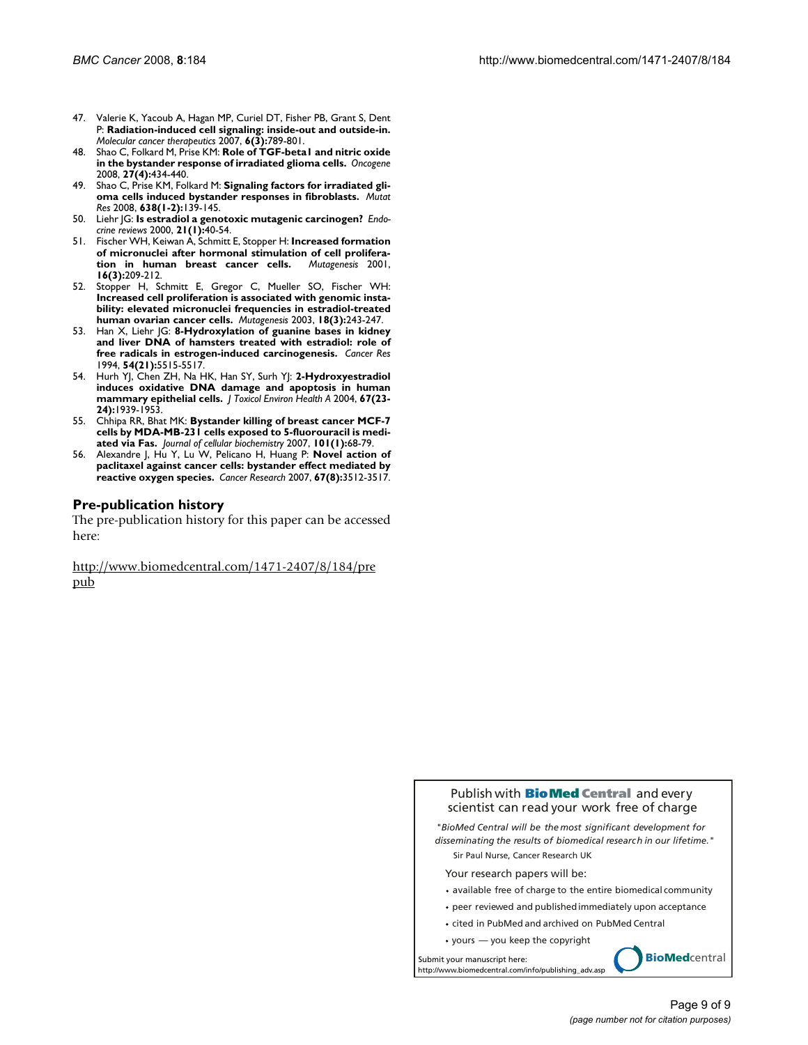47. Valerie K, Yacoub A, Hagan MP, Curiel DT, Fisher PB, Grant S, Dent P: **Radiation-induced cell signaling: inside-out and outside-in.** *Molecular cancer therapeutics* 2007, **6(3):**789-801.
48. Shao C, Folkard M, Prise KM: **Role of TGF-beta1 and nitric oxide in the bystander response of irradiated glioma cells.** *Oncogene* 2008, **27(4):**434-440.
49. Shao C, Prise KM, Folkard M: **Signaling factors for irradiated glioma cells induced bystander responses in fibroblasts.** *Mutat Res* 2008, **638(1-2):**139-145.
50. Liehr JG: **Is estradiol a genotoxic mutagenic carcinogen?** *Endocrine reviews* 2000, **21(1):**40-54.
51. Fischer WH, Keiwan A, Schmitt E, Stopper H: **Increased formation of micronuclei after hormonal stimulation of cell proliferation in human breast cancer cells.** *Mutagenesis* 2001, **16(3):**209-212.
52. Stopper H, Schmitt E, Gregor C, Mueller SO, Fischer WH: **Increased cell proliferation is associated with genomic instability: elevated micronuclei frequencies in estradiol-treated human ovarian cancer cells.** *Mutagenesis* 2003, **18(3):**243-247.
53. Han X, Liehr JG: **8-Hydroxylation of guanine bases in kidney and liver DNA of hamsters treated with estradiol: role of free radicals in estrogen-induced carcinogenesis.** *Cancer Res* 1994, **54(21):**5515-5517.
54. Hurh YJ, Chen ZH, Na HK, Han SY, Surh YJ: **2-Hydroxyestradiol induces oxidative DNA damage and apoptosis in human mammary epithelial cells.** *J Toxicol Environ Health A* 2004, **67(23-24):**1939-1953.
55. Chhipa RR, Bhat MK: **Bystander killing of breast cancer MCF-7 cells by MDA-MB-231 cells exposed to 5-fluorouracil is mediated via Fas.** *Journal of cellular biochemistry* 2007, **101(1):**68-79.
56. Alexandre J, Hu Y, Lu W, Pelicano H, Huang P: **Novel action of paclitaxel against cancer cells: bystander effect mediated by reactive oxygen species.** *Cancer Research* 2007, **67(8):**3512-3517.

## Pre-publication history

The pre-publication history for this paper can be accessed here:

http://www.biomedcentral.com/1471-2407/8/184/prepub

Publish with **BioMed Central** and every scientist can read your work free of charge

*"BioMed Central will be the most significant development for disseminating the results of biomedical research in our lifetime."*

Sir Paul Nurse, Cancer Research UK

Your research papers will be:

- available free of charge to the entire biomedical community
- peer reviewed and published immediately upon acceptance
- cited in PubMed and archived on PubMed Central
- yours — you keep the copyright

Submit your manuscript here:
http://www.biomedcentral.com/info/publishing_adv.asp

BioMedcentral